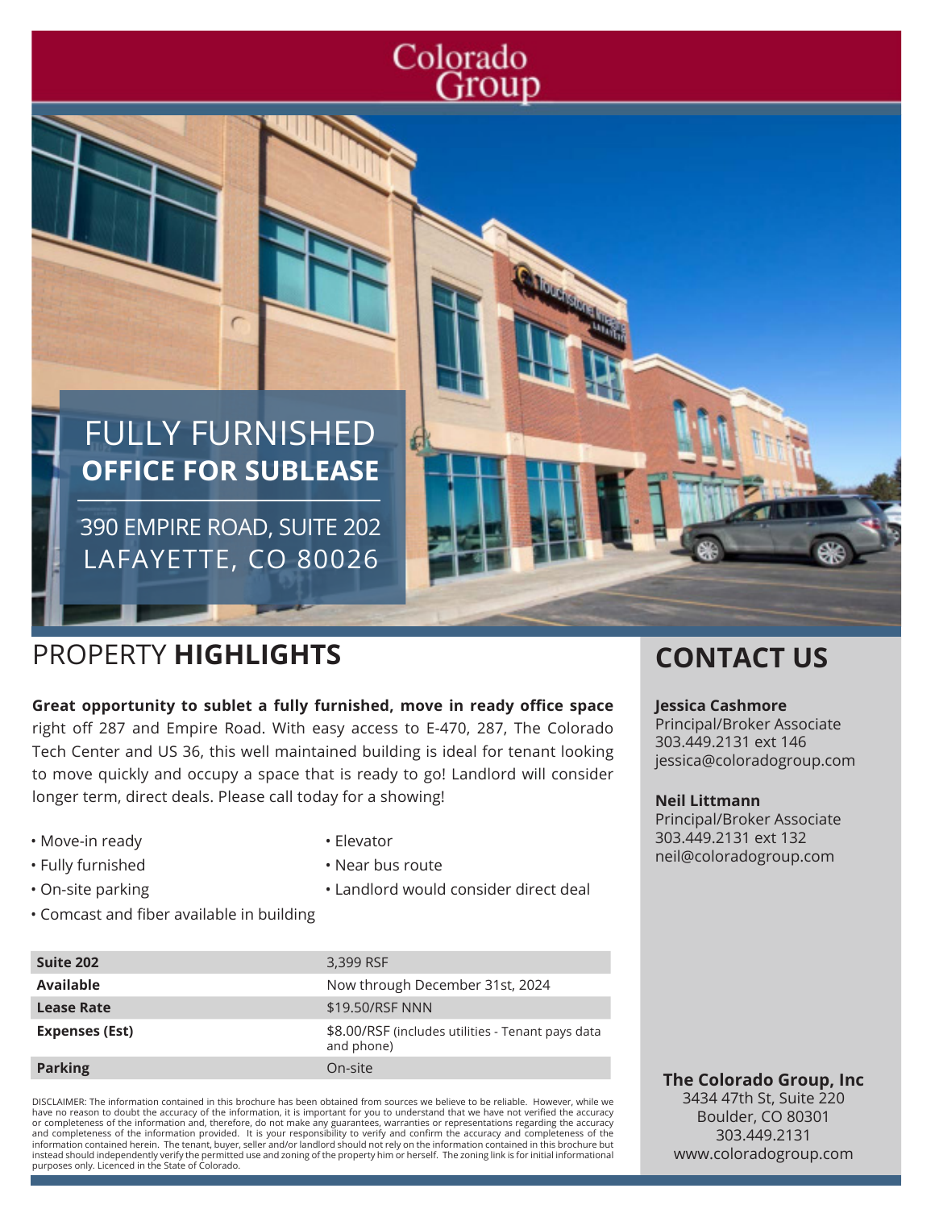Colorado Group

# FULLY FURNISHED **OFFICE FOR SUBLEASE**

390 EMPIRE ROAD, SUITE 202
LAFAYETTE, CO 80026

## PROPERTY **HIGHLIGHTS**

**Great opportunity to sublet a fully furnished, move in ready office space** right off 287 and Empire Road. With easy access to E-470, 287, The Colorado Tech Center and US 36, this well maintained building is ideal for tenant looking to move quickly and occupy a space that is ready to go! Landlord will consider longer term, direct deals. Please call today for a showing!

- Move-in ready
- Fully furnished
- On-site parking
- Comcast and fiber available in building
- Elevator
- Near bus route
- Landlord would consider direct deal

| | |
|---|---|
| **Suite 202** | 3,399 RSF |
| **Available** | Now through December 31st, 2024 |
| **Lease Rate** | $19.50/RSF NNN |
| **Expenses (Est)** | $8.00/RSF (includes utilities - Tenant pays data and phone) |
| **Parking** | On-site |

DISCLAIMER: The information contained in this brochure has been obtained from sources we believe to be reliable. However, while we have no reason to doubt the accuracy of the information, it is important for you to understand that we have not verified the accuracy or completeness of the information and, therefore, do not make any guarantees, warranties or representations regarding the accuracy and completeness of the information provided. It is your responsibility to verify and confirm the accuracy and completeness of the information contained herein. The tenant, buyer, seller and/or landlord should not rely on the information contained in this brochure but instead should independently verify the permitted use and zoning of the property him or herself. The zoning link is for initial informational purposes only. Licenced in the State of Colorado.

## CONTACT US

**Jessica Cashmore**
Principal/Broker Associate
303.449.2131 ext 146
jessica@coloradogroup.com

**Neil Littmann**
Principal/Broker Associate
303.449.2131 ext 132
neil@coloradogroup.com

**The Colorado Group, Inc**
3434 47th St, Suite 220
Boulder, CO 80301
303.449.2131
www.coloradogroup.com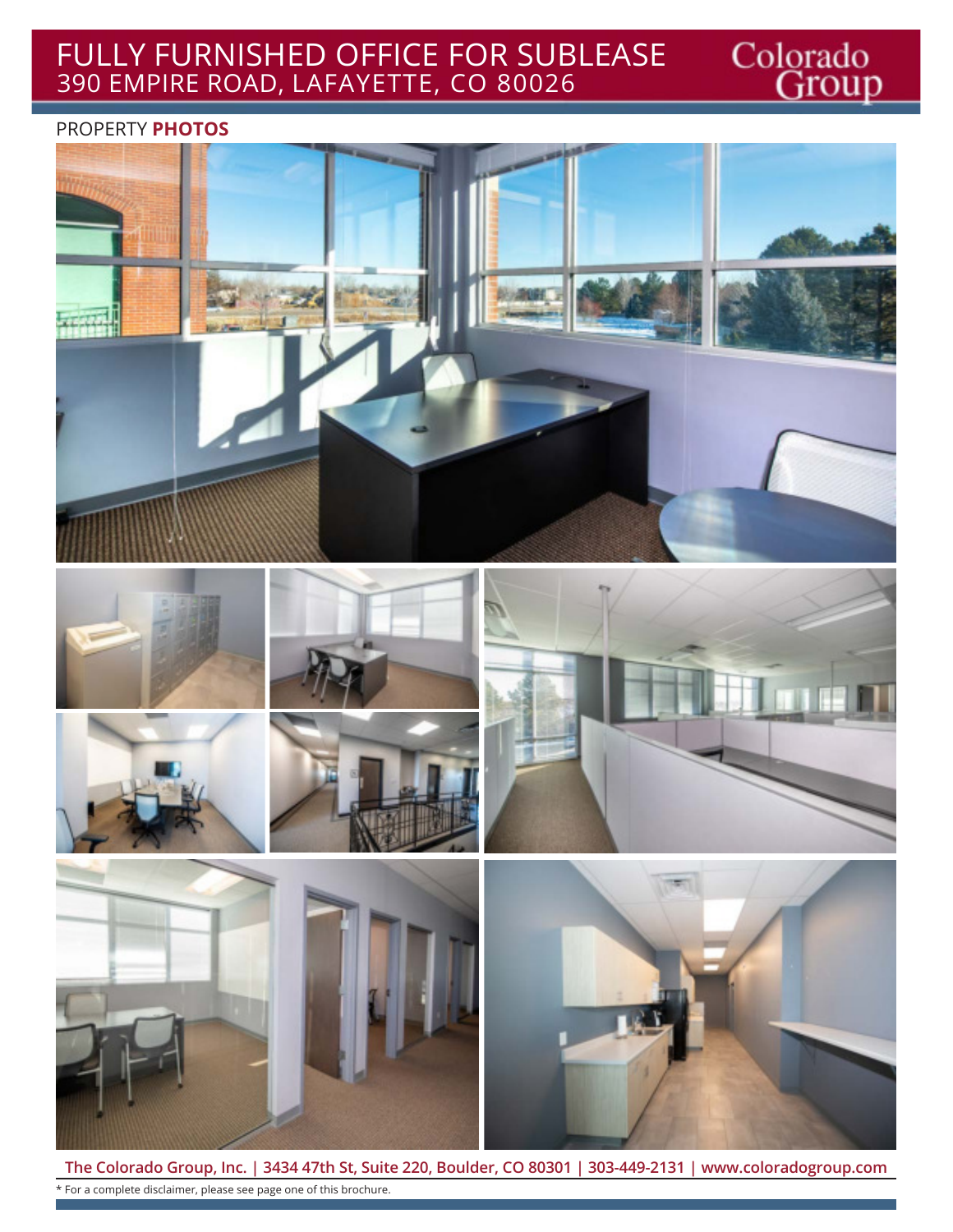# FULLY FURNISHED OFFICE FOR SUBLEASE
390 EMPIRE ROAD, LAFAYETTE, CO 80026

Colorado Group

## PROPERTY **PHOTOS**

**The Colorado Group, Inc. | 3434 47th St, Suite 220, Boulder, CO 80301 | 303-449-2131 | www.coloradogroup.com**

* For a complete disclaimer, please see page one of this brochure.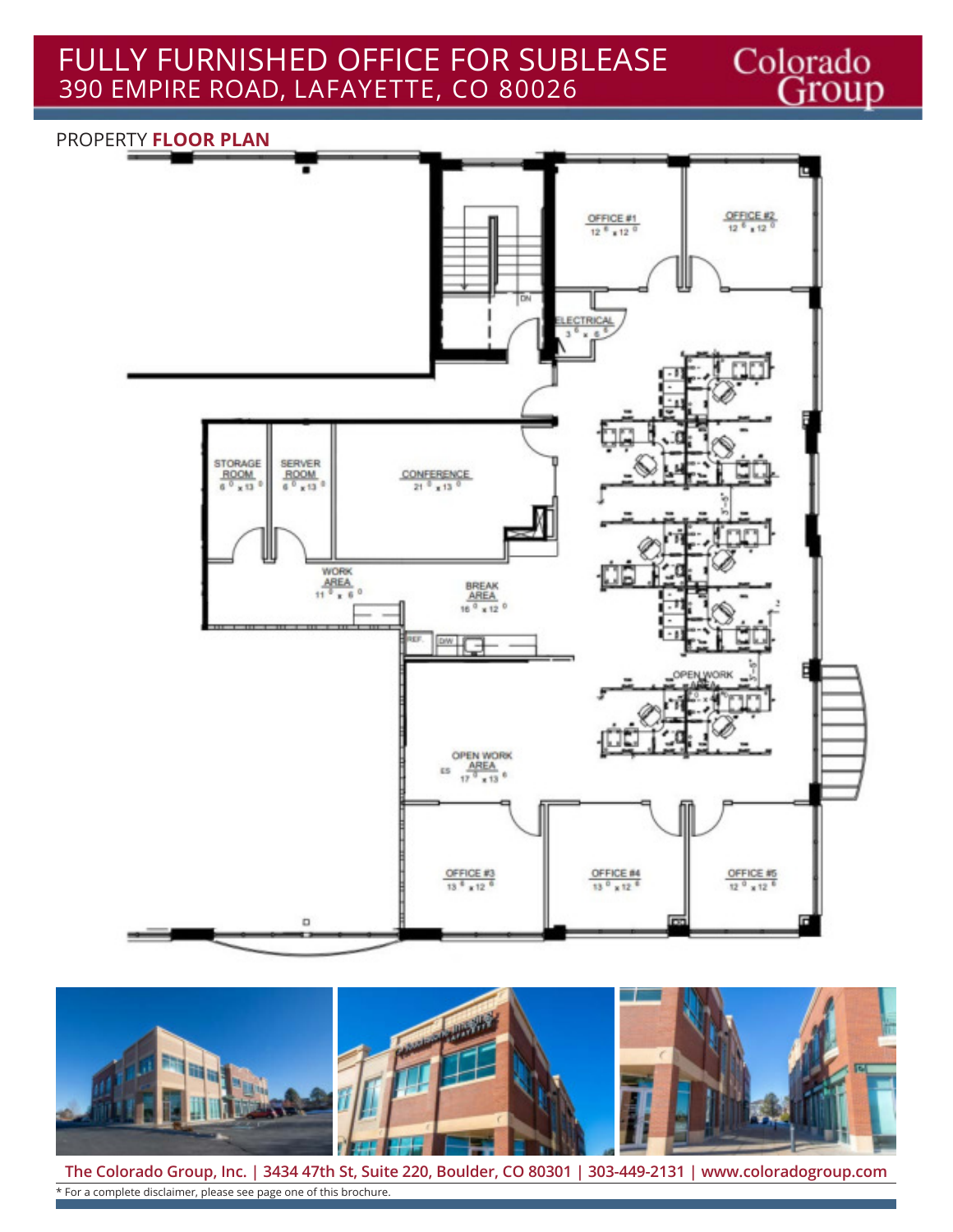# FULLY FURNISHED OFFICE FOR SUBLEASE
## 390 EMPIRE ROAD, LAFAYETTE, CO 80026

## PROPERTY **FLOOR PLAN**

OFFICE #1 12⁰ x 12⁰

OFFICE #2 12⁰ x 12⁰

ELECTRICAL 3⁰ x 6⁰

STORAGE ROOM 6⁰ x 13⁰

SERVER ROOM 6⁰ x 13⁰

CONFERENCE 21⁰ x 13⁰

WORK AREA 11⁰ x 6⁰

BREAK AREA 16⁰ x 12⁰

OPEN WORK AREA

OPEN WORK AREA 17⁰ x 13⁶

OFFICE #3 13⁶ x 12⁶

OFFICE #4 13⁰ x 12⁶

OFFICE #5 12⁰ x 12⁶

The Colorado Group, Inc. | 3434 47th St, Suite 220, Boulder, CO 80301 | 303-449-2131 | www.coloradogroup.com

* For a complete disclaimer, please see page one of this brochure.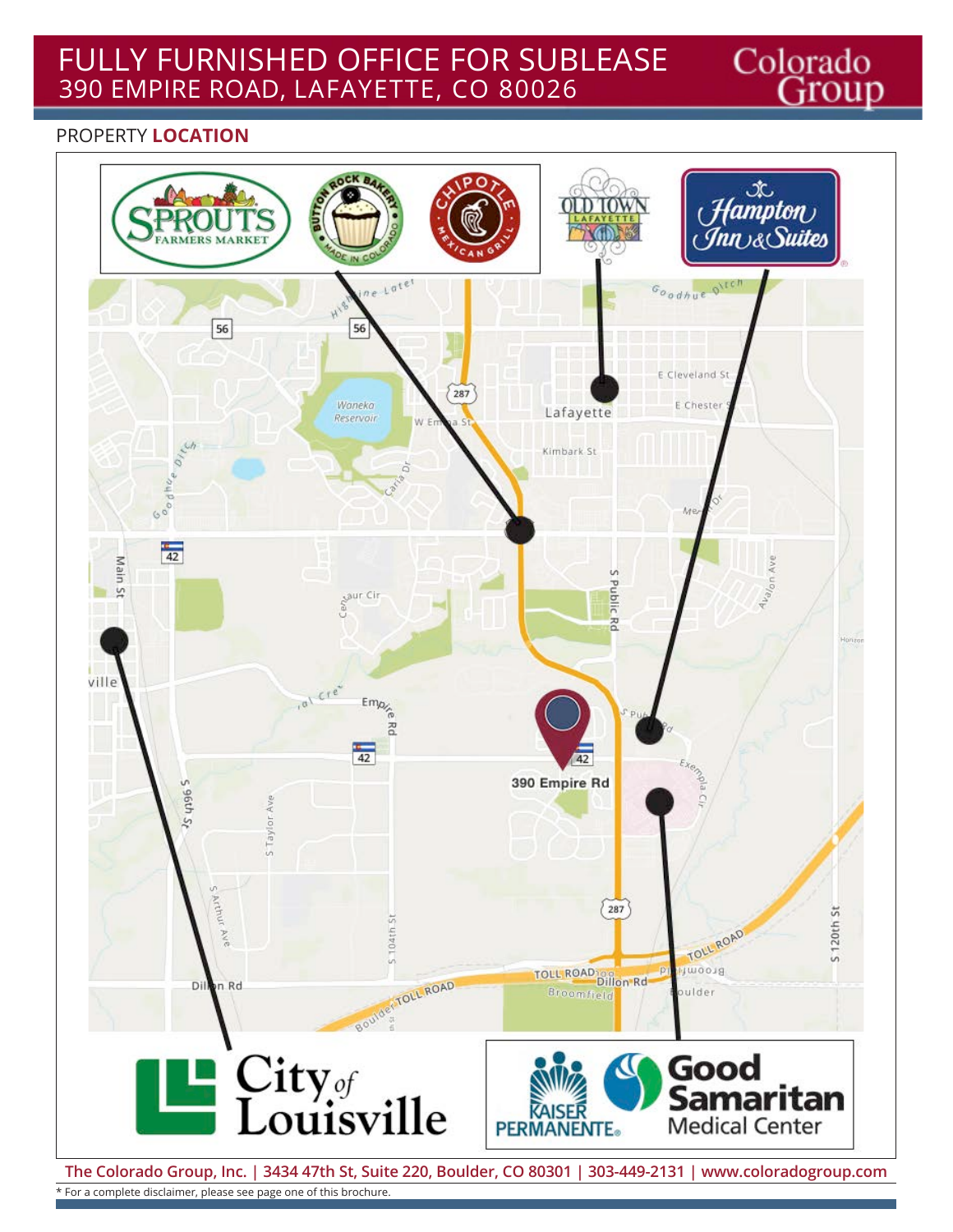# FULLY FURNISHED OFFICE FOR SUBLEASE

## 390 EMPIRE ROAD, LAFAYETTE, CO 80026

Colorado Group

### PROPERTY **LOCATION**

SPROUTS FARMERS MARKET

BUTTON ROCK BAKERY MADE IN COLORADO

CHIPOTLE MEXICAN GRILL

OLD TOWN LAFAYETTE

Hampton Inn & Suites

390 Empire Rd

City of Louisville

KAISER PERMANENTE

Good Samaritan Medical Center

The Colorado Group, Inc. | 3434 47th St, Suite 220, Boulder, CO 80301 | 303-449-2131 | www.coloradogroup.com

* For a complete disclaimer, please see page one of this brochure.